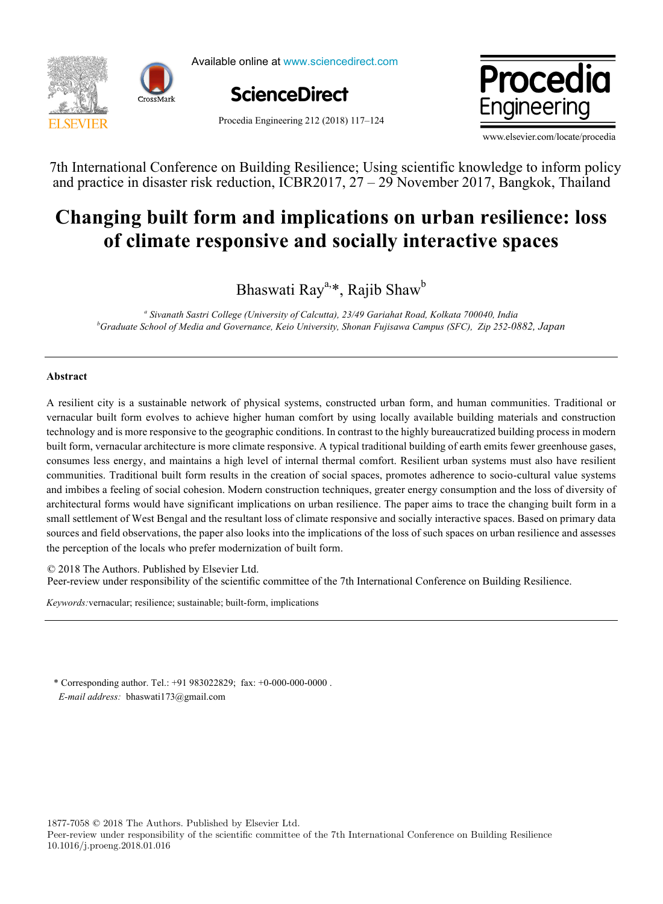7th International Conference on Building Resilience; Using scientific knowledge to inform policy and practice in disaster risk reduction, ICBR2017, 27 – 29 November 2017, Bangkok, Thailand

# Changing built form and implications on urban resilience: loss of climate responsive and socially interactive spaces

Bhaswati Ray[a,*], Rajib Shaw[b]

[a] *Sivanath Sastri College (University of Calcutta), 23/49 Gariahat Road, Kolkata 700040, India*
[b] *Graduate School of Media and Governance, Keio University, Shonan Fujisawa Campus (SFC), Zip 252-0882, Japan*

---

## Abstract

A resilient city is a sustainable network of physical systems, constructed urban form, and human communities. Traditional or vernacular built form evolves to achieve higher human comfort by using locally available building materials and construction technology and is more responsive to the geographic conditions. In contrast to the highly bureaucratized building process in modern built form, vernacular architecture is more climate responsive. A typical traditional building of earth emits fewer greenhouse gases, consumes less energy, and maintains a high level of internal thermal comfort. Resilient urban systems must also have resilient communities. Traditional built form results in the creation of social spaces, promotes adherence to socio-cultural value systems and imbibes a feeling of social cohesion. Modern construction techniques, greater energy consumption and the loss of diversity of architectural forms would have significant implications on urban resilience. The paper aims to trace the changing built form in a small settlement of West Bengal and the resultant loss of climate responsive and socially interactive spaces. Based on primary data sources and field observations, the paper also looks into the implications of the loss of such spaces on urban resilience and assesses the perception of the locals who prefer modernization of built form.

© 2018 The Authors. Published by Elsevier Ltd.
Peer-review under responsibility of the scientific committee of the 7th International Conference on Building Resilience.

*Keywords:* vernacular; resilience; sustainable; built-form, implications

---

\* Corresponding author. Tel.: +91 983022829; fax: +0-000-000-0000 .
*E-mail address:* bhaswati173@gmail.com

1877-7058 © 2018 The Authors. Published by Elsevier Ltd.
Peer-review under responsibility of the scientific committee of the 7th International Conference on Building Resilience
10.1016/j.proeng.2018.01.016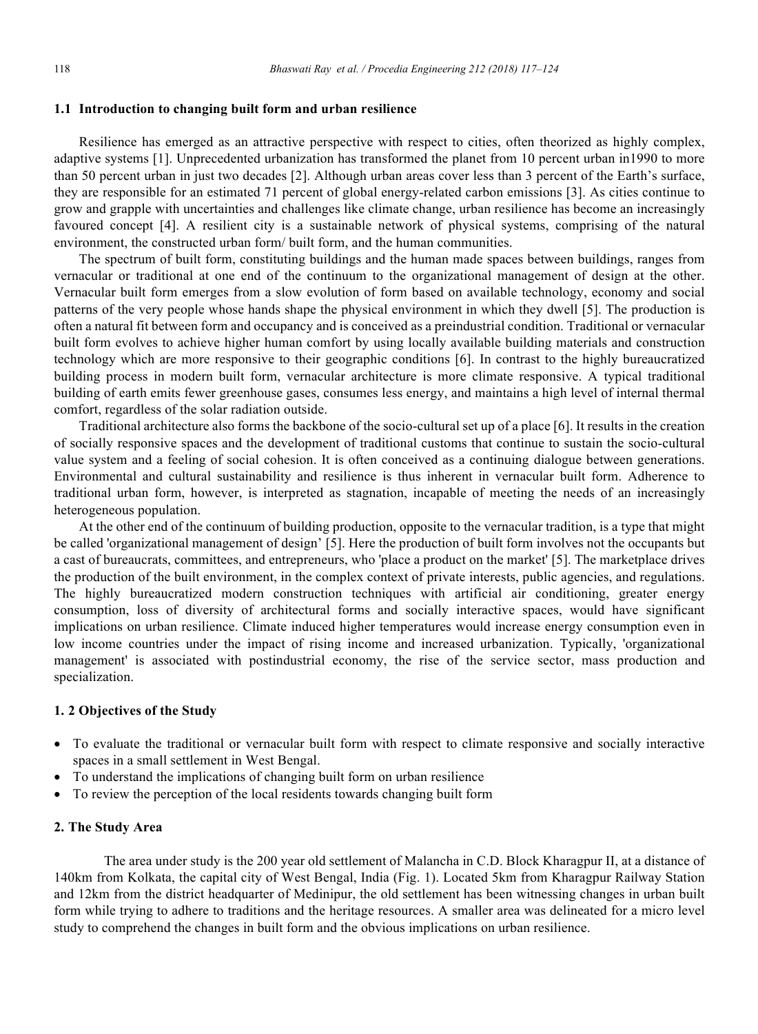### 1.1 Introduction to changing built form and urban resilience

Resilience has emerged as an attractive perspective with respect to cities, often theorized as highly complex, adaptive systems [1]. Unprecedented urbanization has transformed the planet from 10 percent urban in1990 to more than 50 percent urban in just two decades [2]. Although urban areas cover less than 3 percent of the Earth's surface, they are responsible for an estimated 71 percent of global energy-related carbon emissions [3]. As cities continue to grow and grapple with uncertainties and challenges like climate change, urban resilience has become an increasingly favoured concept [4]. A resilient city is a sustainable network of physical systems, comprising of the natural environment, the constructed urban form/ built form, and the human communities.

The spectrum of built form, constituting buildings and the human made spaces between buildings, ranges from vernacular or traditional at one end of the continuum to the organizational management of design at the other. Vernacular built form emerges from a slow evolution of form based on available technology, economy and social patterns of the very people whose hands shape the physical environment in which they dwell [5]. The production is often a natural fit between form and occupancy and is conceived as a preindustrial condition. Traditional or vernacular built form evolves to achieve higher human comfort by using locally available building materials and construction technology which are more responsive to their geographic conditions [6]. In contrast to the highly bureaucratized building process in modern built form, vernacular architecture is more climate responsive. A typical traditional building of earth emits fewer greenhouse gases, consumes less energy, and maintains a high level of internal thermal comfort, regardless of the solar radiation outside.

Traditional architecture also forms the backbone of the socio-cultural set up of a place [6]. It results in the creation of socially responsive spaces and the development of traditional customs that continue to sustain the socio-cultural value system and a feeling of social cohesion. It is often conceived as a continuing dialogue between generations. Environmental and cultural sustainability and resilience is thus inherent in vernacular built form. Adherence to traditional urban form, however, is interpreted as stagnation, incapable of meeting the needs of an increasingly heterogeneous population.

At the other end of the continuum of building production, opposite to the vernacular tradition, is a type that might be called 'organizational management of design' [5]. Here the production of built form involves not the occupants but a cast of bureaucrats, committees, and entrepreneurs, who 'place a product on the market' [5]. The marketplace drives the production of the built environment, in the complex context of private interests, public agencies, and regulations. The highly bureaucratized modern construction techniques with artificial air conditioning, greater energy consumption, loss of diversity of architectural forms and socially interactive spaces, would have significant implications on urban resilience. Climate induced higher temperatures would increase energy consumption even in low income countries under the impact of rising income and increased urbanization. Typically, 'organizational management' is associated with postindustrial economy, the rise of the service sector, mass production and specialization.

### 1. 2 Objectives of the Study

- To evaluate the traditional or vernacular built form with respect to climate responsive and socially interactive spaces in a small settlement in West Bengal.
- To understand the implications of changing built form on urban resilience
- To review the perception of the local residents towards changing built form

## 2. The Study Area

The area under study is the 200 year old settlement of Malancha in C.D. Block Kharagpur II, at a distance of 140km from Kolkata, the capital city of West Bengal, India (Fig. 1). Located 5km from Kharagpur Railway Station and 12km from the district headquarter of Medinipur, the old settlement has been witnessing changes in urban built form while trying to adhere to traditions and the heritage resources. A smaller area was delineated for a micro level study to comprehend the changes in built form and the obvious implications on urban resilience.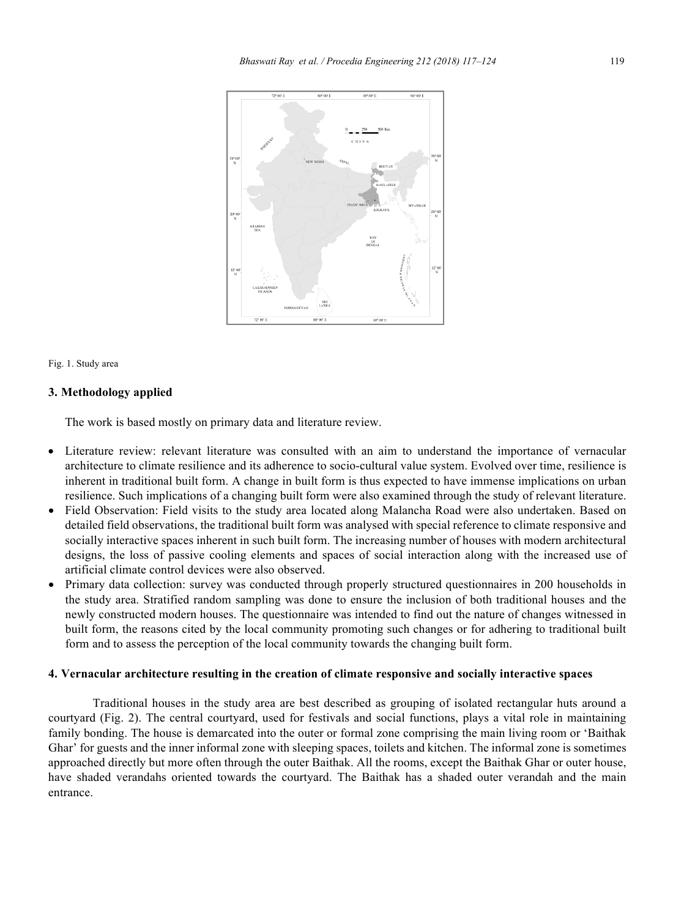Fig. 1. Study area

## 3. Methodology applied

The work is based mostly on primary data and literature review.

- Literature review: relevant literature was consulted with an aim to understand the importance of vernacular architecture to climate resilience and its adherence to socio-cultural value system. Evolved over time, resilience is inherent in traditional built form. A change in built form is thus expected to have immense implications on urban resilience. Such implications of a changing built form were also examined through the study of relevant literature.
- Field Observation: Field visits to the study area located along Malancha Road were also undertaken. Based on detailed field observations, the traditional built form was analysed with special reference to climate responsive and socially interactive spaces inherent in such built form. The increasing number of houses with modern architectural designs, the loss of passive cooling elements and spaces of social interaction along with the increased use of artificial climate control devices were also observed.
- Primary data collection: survey was conducted through properly structured questionnaires in 200 households in the study area. Stratified random sampling was done to ensure the inclusion of both traditional houses and the newly constructed modern houses. The questionnaire was intended to find out the nature of changes witnessed in built form, the reasons cited by the local community promoting such changes or for adhering to traditional built form and to assess the perception of the local community towards the changing built form.

## 4. Vernacular architecture resulting in the creation of climate responsive and socially interactive spaces

Traditional houses in the study area are best described as grouping of isolated rectangular huts around a courtyard (Fig. 2). The central courtyard, used for festivals and social functions, plays a vital role in maintaining family bonding. The house is demarcated into the outer or formal zone comprising the main living room or 'Baithak Ghar' for guests and the inner informal zone with sleeping spaces, toilets and kitchen. The informal zone is sometimes approached directly but more often through the outer Baithak. All the rooms, except the Baithak Ghar or outer house, have shaded verandahs oriented towards the courtyard. The Baithak has a shaded outer verandah and the main entrance.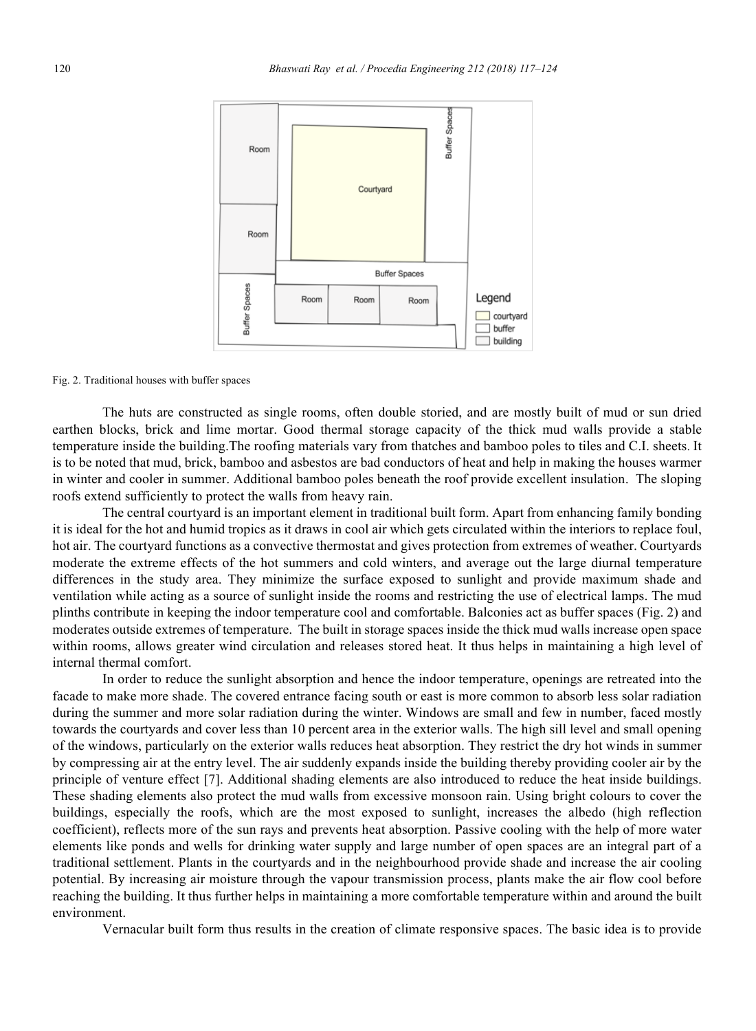Fig. 2. Traditional houses with buffer spaces

The huts are constructed as single rooms, often double storied, and are mostly built of mud or sun dried earthen blocks, brick and lime mortar. Good thermal storage capacity of the thick mud walls provide a stable temperature inside the building.The roofing materials vary from thatches and bamboo poles to tiles and C.I. sheets. It is to be noted that mud, brick, bamboo and asbestos are bad conductors of heat and help in making the houses warmer in winter and cooler in summer. Additional bamboo poles beneath the roof provide excellent insulation. The sloping roofs extend sufficiently to protect the walls from heavy rain.

The central courtyard is an important element in traditional built form. Apart from enhancing family bonding it is ideal for the hot and humid tropics as it draws in cool air which gets circulated within the interiors to replace foul, hot air. The courtyard functions as a convective thermostat and gives protection from extremes of weather. Courtyards moderate the extreme effects of the hot summers and cold winters, and average out the large diurnal temperature differences in the study area. They minimize the surface exposed to sunlight and provide maximum shade and ventilation while acting as a source of sunlight inside the rooms and restricting the use of electrical lamps. The mud plinths contribute in keeping the indoor temperature cool and comfortable. Balconies act as buffer spaces (Fig. 2) and moderates outside extremes of temperature. The built in storage spaces inside the thick mud walls increase open space within rooms, allows greater wind circulation and releases stored heat. It thus helps in maintaining a high level of internal thermal comfort.

In order to reduce the sunlight absorption and hence the indoor temperature, openings are retreated into the facade to make more shade. The covered entrance facing south or east is more common to absorb less solar radiation during the summer and more solar radiation during the winter. Windows are small and few in number, faced mostly towards the courtyards and cover less than 10 percent area in the exterior walls. The high sill level and small opening of the windows, particularly on the exterior walls reduces heat absorption. They restrict the dry hot winds in summer by compressing air at the entry level. The air suddenly expands inside the building thereby providing cooler air by the principle of venture effect [7]. Additional shading elements are also introduced to reduce the heat inside buildings. These shading elements also protect the mud walls from excessive monsoon rain. Using bright colours to cover the buildings, especially the roofs, which are the most exposed to sunlight, increases the albedo (high reflection coefficient), reflects more of the sun rays and prevents heat absorption. Passive cooling with the help of more water elements like ponds and wells for drinking water supply and large number of open spaces are an integral part of a traditional settlement. Plants in the courtyards and in the neighbourhood provide shade and increase the air cooling potential. By increasing air moisture through the vapour transmission process, plants make the air flow cool before reaching the building. It thus further helps in maintaining a more comfortable temperature within and around the built environment.

Vernacular built form thus results in the creation of climate responsive spaces. The basic idea is to provide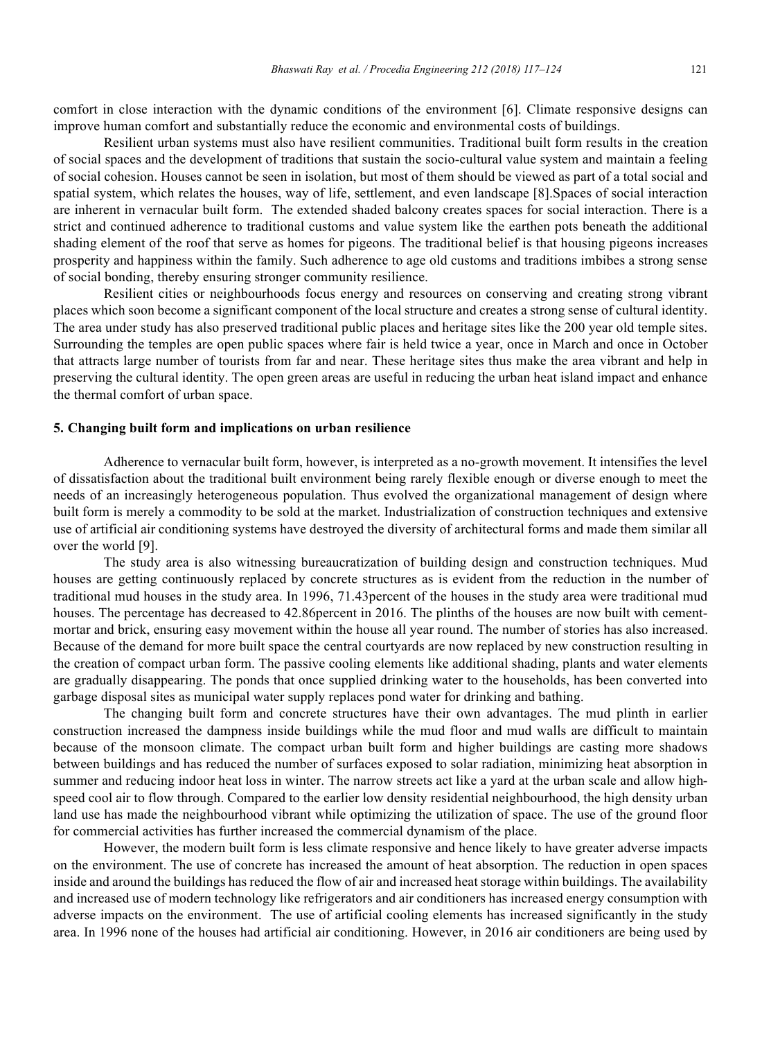comfort in close interaction with the dynamic conditions of the environment [6]. Climate responsive designs can improve human comfort and substantially reduce the economic and environmental costs of buildings.

Resilient urban systems must also have resilient communities. Traditional built form results in the creation of social spaces and the development of traditions that sustain the socio-cultural value system and maintain a feeling of social cohesion. Houses cannot be seen in isolation, but most of them should be viewed as part of a total social and spatial system, which relates the houses, way of life, settlement, and even landscape [8].Spaces of social interaction are inherent in vernacular built form. The extended shaded balcony creates spaces for social interaction. There is a strict and continued adherence to traditional customs and value system like the earthen pots beneath the additional shading element of the roof that serve as homes for pigeons. The traditional belief is that housing pigeons increases prosperity and happiness within the family. Such adherence to age old customs and traditions imbibes a strong sense of social bonding, thereby ensuring stronger community resilience.

Resilient cities or neighbourhoods focus energy and resources on conserving and creating strong vibrant places which soon become a significant component of the local structure and creates a strong sense of cultural identity. The area under study has also preserved traditional public places and heritage sites like the 200 year old temple sites. Surrounding the temples are open public spaces where fair is held twice a year, once in March and once in October that attracts large number of tourists from far and near. These heritage sites thus make the area vibrant and help in preserving the cultural identity. The open green areas are useful in reducing the urban heat island impact and enhance the thermal comfort of urban space.

## 5. Changing built form and implications on urban resilience

Adherence to vernacular built form, however, is interpreted as a no-growth movement. It intensifies the level of dissatisfaction about the traditional built environment being rarely flexible enough or diverse enough to meet the needs of an increasingly heterogeneous population. Thus evolved the organizational management of design where built form is merely a commodity to be sold at the market. Industrialization of construction techniques and extensive use of artificial air conditioning systems have destroyed the diversity of architectural forms and made them similar all over the world [9].

The study area is also witnessing bureaucratization of building design and construction techniques. Mud houses are getting continuously replaced by concrete structures as is evident from the reduction in the number of traditional mud houses in the study area. In 1996, 71.43percent of the houses in the study area were traditional mud houses. The percentage has decreased to 42.86percent in 2016. The plinths of the houses are now built with cement-mortar and brick, ensuring easy movement within the house all year round. The number of stories has also increased. Because of the demand for more built space the central courtyards are now replaced by new construction resulting in the creation of compact urban form. The passive cooling elements like additional shading, plants and water elements are gradually disappearing. The ponds that once supplied drinking water to the households, has been converted into garbage disposal sites as municipal water supply replaces pond water for drinking and bathing.

The changing built form and concrete structures have their own advantages. The mud plinth in earlier construction increased the dampness inside buildings while the mud floor and mud walls are difficult to maintain because of the monsoon climate. The compact urban built form and higher buildings are casting more shadows between buildings and has reduced the number of surfaces exposed to solar radiation, minimizing heat absorption in summer and reducing indoor heat loss in winter. The narrow streets act like a yard at the urban scale and allow high-speed cool air to flow through. Compared to the earlier low density residential neighbourhood, the high density urban land use has made the neighbourhood vibrant while optimizing the utilization of space. The use of the ground floor for commercial activities has further increased the commercial dynamism of the place.

However, the modern built form is less climate responsive and hence likely to have greater adverse impacts on the environment. The use of concrete has increased the amount of heat absorption. The reduction in open spaces inside and around the buildings has reduced the flow of air and increased heat storage within buildings. The availability and increased use of modern technology like refrigerators and air conditioners has increased energy consumption with adverse impacts on the environment. The use of artificial cooling elements has increased significantly in the study area. In 1996 none of the houses had artificial air conditioning. However, in 2016 air conditioners are being used by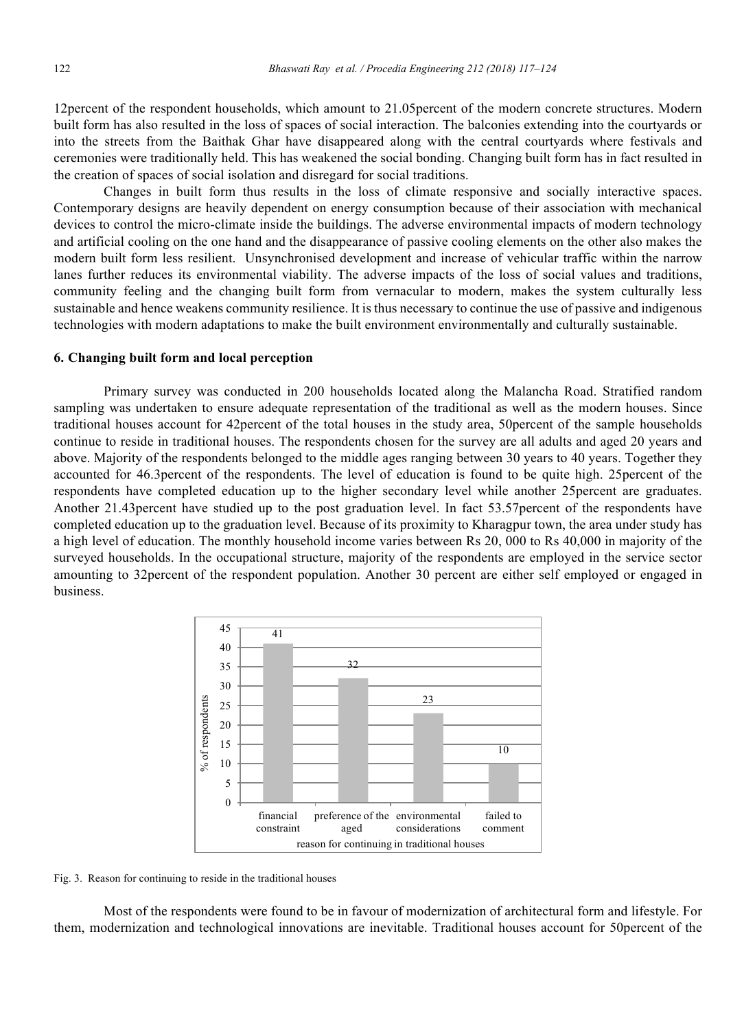12percent of the respondent households, which amount to 21.05percent of the modern concrete structures. Modern built form has also resulted in the loss of spaces of social interaction. The balconies extending into the courtyards or into the streets from the Baithak Ghar have disappeared along with the central courtyards where festivals and ceremonies were traditionally held. This has weakened the social bonding. Changing built form has in fact resulted in the creation of spaces of social isolation and disregard for social traditions.

Changes in built form thus results in the loss of climate responsive and socially interactive spaces. Contemporary designs are heavily dependent on energy consumption because of their association with mechanical devices to control the micro-climate inside the buildings. The adverse environmental impacts of modern technology and artificial cooling on the one hand and the disappearance of passive cooling elements on the other also makes the modern built form less resilient. Unsynchronised development and increase of vehicular traffic within the narrow lanes further reduces its environmental viability. The adverse impacts of the loss of social values and traditions, community feeling and the changing built form from vernacular to modern, makes the system culturally less sustainable and hence weakens community resilience. It is thus necessary to continue the use of passive and indigenous technologies with modern adaptations to make the built environment environmentally and culturally sustainable.

## 6. Changing built form and local perception

Primary survey was conducted in 200 households located along the Malancha Road. Stratified random sampling was undertaken to ensure adequate representation of the traditional as well as the modern houses. Since traditional houses account for 42percent of the total houses in the study area, 50percent of the sample households continue to reside in traditional houses. The respondents chosen for the survey are all adults and aged 20 years and above. Majority of the respondents belonged to the middle ages ranging between 30 years to 40 years. Together they accounted for 46.3percent of the respondents. The level of education is found to be quite high. 25percent of the respondents have completed education up to the higher secondary level while another 25percent are graduates. Another 21.43percent have studied up to the post graduation level. In fact 53.57percent of the respondents have completed education up to the graduation level. Because of its proximity to Kharagpur town, the area under study has a high level of education. The monthly household income varies between Rs 20, 000 to Rs 40,000 in majority of the surveyed households. In the occupational structure, majority of the respondents are employed in the service sector amounting to 32percent of the respondent population. Another 30 percent are either self employed or engaged in business.

| Reason for continuing in traditional houses | % of respondents |
| --- | --- |
| financial constraint | 41 |
| preference of the aged | 32 |
| environmental considerations | 23 |
| failed to comment | 10 |

Fig. 3. Reason for continuing to reside in the traditional houses

Most of the respondents were found to be in favour of modernization of architectural form and lifestyle. For them, modernization and technological innovations are inevitable. Traditional houses account for 50percent of the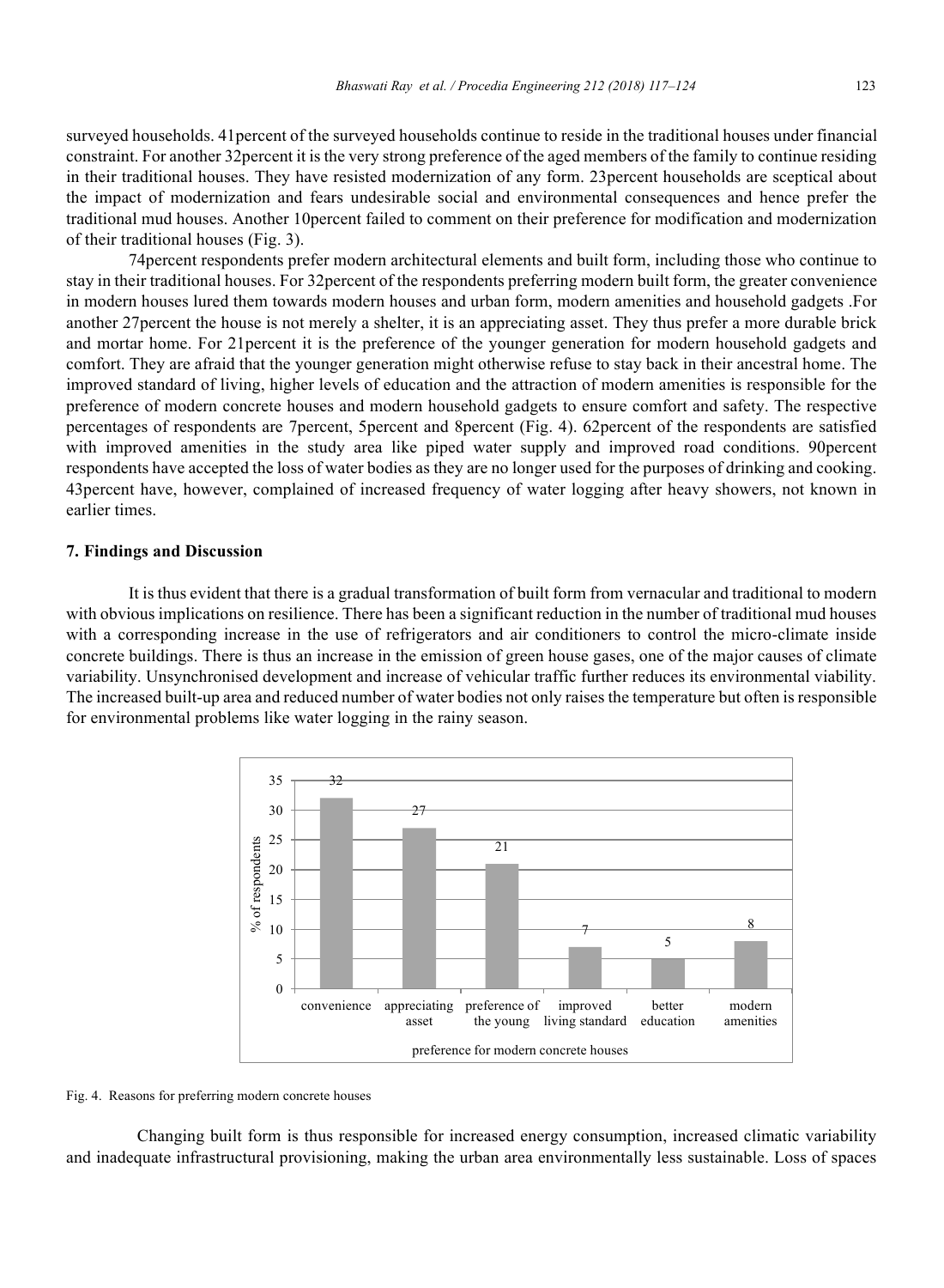surveyed households. 41percent of the surveyed households continue to reside in the traditional houses under financial constraint. For another 32percent it is the very strong preference of the aged members of the family to continue residing in their traditional houses. They have resisted modernization of any form. 23percent households are sceptical about the impact of modernization and fears undesirable social and environmental consequences and hence prefer the traditional mud houses. Another 10percent failed to comment on their preference for modification and modernization of their traditional houses (Fig. 3).

74percent respondents prefer modern architectural elements and built form, including those who continue to stay in their traditional houses. For 32percent of the respondents preferring modern built form, the greater convenience in modern houses lured them towards modern houses and urban form, modern amenities and household gadgets .For another 27percent the house is not merely a shelter, it is an appreciating asset. They thus prefer a more durable brick and mortar home. For 21percent it is the preference of the younger generation for modern household gadgets and comfort. They are afraid that the younger generation might otherwise refuse to stay back in their ancestral home. The improved standard of living, higher levels of education and the attraction of modern amenities is responsible for the preference of modern concrete houses and modern household gadgets to ensure comfort and safety. The respective percentages of respondents are 7percent, 5percent and 8percent (Fig. 4). 62percent of the respondents are satisfied with improved amenities in the study area like piped water supply and improved road conditions. 90percent respondents have accepted the loss of water bodies as they are no longer used for the purposes of drinking and cooking. 43percent have, however, complained of increased frequency of water logging after heavy showers, not known in earlier times.

## 7. Findings and Discussion

It is thus evident that there is a gradual transformation of built form from vernacular and traditional to modern with obvious implications on resilience. There has been a significant reduction in the number of traditional mud houses with a corresponding increase in the use of refrigerators and air conditioners to control the micro-climate inside concrete buildings. There is thus an increase in the emission of green house gases, one of the major causes of climate variability. Unsynchronised development and increase of vehicular traffic further reduces its environmental viability. The increased built-up area and reduced number of water bodies not only raises the temperature but often is responsible for environmental problems like water logging in the rainy season.

| preference for modern concrete houses | % of respondents |
| --- | --- |
| convenience | 32 |
| appreciating asset | 27 |
| preference of the young | 21 |
| improved living standard | 7 |
| better education | 5 |
| modern amenities | 8 |

Fig. 4. Reasons for preferring modern concrete houses

Changing built form is thus responsible for increased energy consumption, increased climatic variability and inadequate infrastructural provisioning, making the urban area environmentally less sustainable. Loss of spaces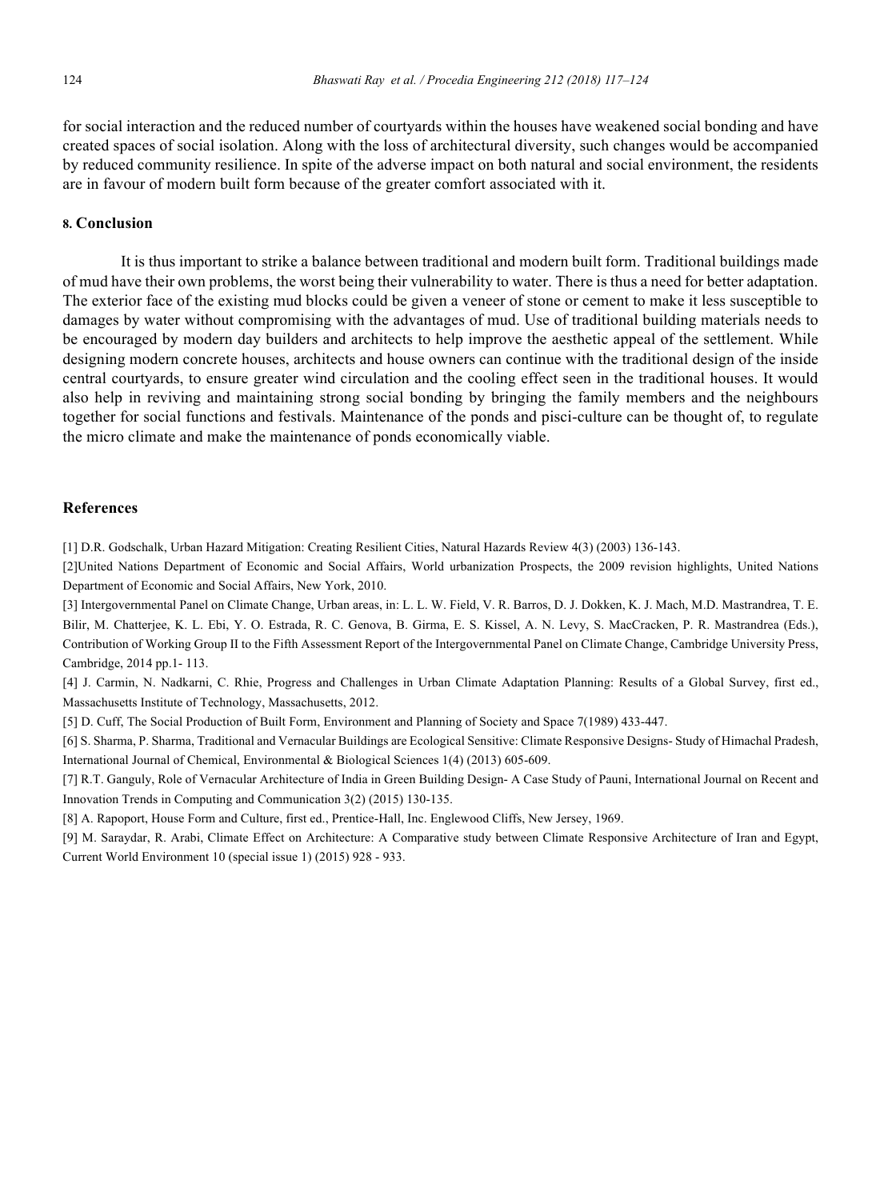for social interaction and the reduced number of courtyards within the houses have weakened social bonding and have created spaces of social isolation. Along with the loss of architectural diversity, such changes would be accompanied by reduced community resilience. In spite of the adverse impact on both natural and social environment, the residents are in favour of modern built form because of the greater comfort associated with it.

## 8. Conclusion

It is thus important to strike a balance between traditional and modern built form. Traditional buildings made of mud have their own problems, the worst being their vulnerability to water. There is thus a need for better adaptation. The exterior face of the existing mud blocks could be given a veneer of stone or cement to make it less susceptible to damages by water without compromising with the advantages of mud. Use of traditional building materials needs to be encouraged by modern day builders and architects to help improve the aesthetic appeal of the settlement. While designing modern concrete houses, architects and house owners can continue with the traditional design of the inside central courtyards, to ensure greater wind circulation and the cooling effect seen in the traditional houses. It would also help in reviving and maintaining strong social bonding by bringing the family members and the neighbours together for social functions and festivals. Maintenance of the ponds and pisci-culture can be thought of, to regulate the micro climate and make the maintenance of ponds economically viable.

## References

[1] D.R. Godschalk, Urban Hazard Mitigation: Creating Resilient Cities, Natural Hazards Review 4(3) (2003) 136-143.

[2]United Nations Department of Economic and Social Affairs, World urbanization Prospects, the 2009 revision highlights, United Nations Department of Economic and Social Affairs, New York, 2010.

[3] Intergovernmental Panel on Climate Change, Urban areas, in: L. L. W. Field, V. R. Barros, D. J. Dokken, K. J. Mach, M.D. Mastrandrea, T. E. Bilir, M. Chatterjee, K. L. Ebi, Y. O. Estrada, R. C. Genova, B. Girma, E. S. Kissel, A. N. Levy, S. MacCracken, P. R. Mastrandrea (Eds.), Contribution of Working Group II to the Fifth Assessment Report of the Intergovernmental Panel on Climate Change, Cambridge University Press, Cambridge, 2014 pp.1- 113.

[4] J. Carmin, N. Nadkarni, C. Rhie, Progress and Challenges in Urban Climate Adaptation Planning: Results of a Global Survey, first ed., Massachusetts Institute of Technology, Massachusetts, 2012.

[5] D. Cuff, The Social Production of Built Form, Environment and Planning of Society and Space 7(1989) 433-447.

[6] S. Sharma, P. Sharma, Traditional and Vernacular Buildings are Ecological Sensitive: Climate Responsive Designs- Study of Himachal Pradesh, International Journal of Chemical, Environmental & Biological Sciences 1(4) (2013) 605-609.

[7] R.T. Ganguly, Role of Vernacular Architecture of India in Green Building Design- A Case Study of Pauni, International Journal on Recent and Innovation Trends in Computing and Communication 3(2) (2015) 130-135.

[8] A. Rapoport, House Form and Culture, first ed., Prentice-Hall, Inc. Englewood Cliffs, New Jersey, 1969.

[9] M. Saraydar, R. Arabi, Climate Effect on Architecture: A Comparative study between Climate Responsive Architecture of Iran and Egypt, Current World Environment 10 (special issue 1) (2015) 928 - 933.